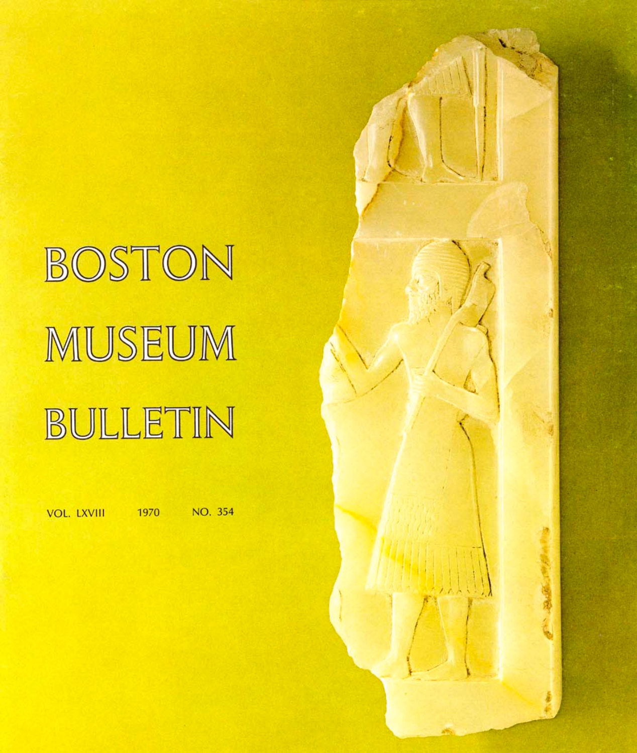# BOSTON MUSEUM BULLETIN

VOL. LXVIII 1970 NO. 354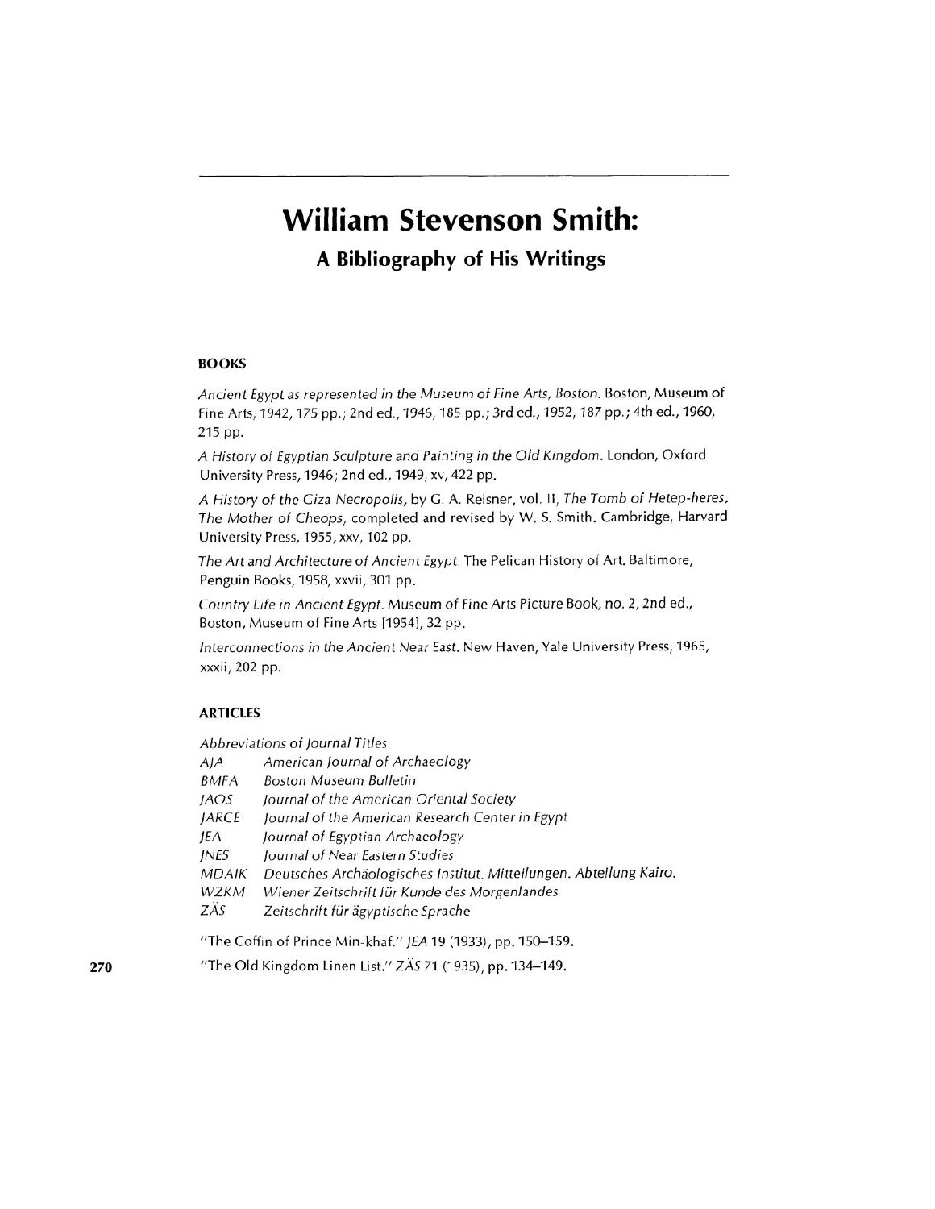# William Stevenson Smith:

## A Bibliography of His Writings

### BOOKS

*Ancient Egypt as represented in the Museum of Fine Arts, Boston.* Boston, Museum of Fine Arts, 1942, 175 pp.; 2nd ed., 1946, 185 pp.; 3rd ed., 1952, 187 pp.; 4th ed., 1960, 215 pp.

*A History of Egyptian Sculpture and Painting in the Old Kingdom.* London, Oxford University Press, 1946; 2nd ed., 1949, xv, 422 pp.

*A History of the Giza Necropolis,* by G. A. Reisner, vol. II, *The Tomb of Hetep-heres, The Mother of Cheops,* completed and revised by W. S. Smith. Cambridge, Harvard University Press, 1955, xxv, 102 pp.

*The Art and Architecture of Ancient Egypt.* The Pelican History of Art. Baltimore, Penguin Books, 1958, xxvii, 301 pp.

*Country Life in Ancient Egypt.* Museum of Fine Arts Picture Book, no. 2, 2nd ed., Boston, Museum of Fine Arts [1954], 32 pp.

*Interconnections in the Ancient Near East.* New Haven, Yale University Press, 1965, xxxii, 202 pp.

### ARTICLES

*Abbreviations of Journal Titles*

| | |
|---|---|
| *AJA* | *American Journal of Archaeology* |
| *BMFA* | *Boston Museum Bulletin* |
| *JAOS* | *Journal of the American Oriental Society* |
| *JARCE* | *Journal of the American Research Center in Egypt* |
| *JEA* | *Journal of Egyptian Archaeology* |
| *JNES* | *Journal of Near Eastern Studies* |
| *MDAIK* | *Deutsches Archäologisches Institut. Mitteilungen. Abteilung Kairo.* |
| *WZKM* | *Wiener Zeitschrift für Kunde des Morgenlandes* |
| *ZÄS* | *Zeitschrift für ägyptische Sprache* |

"The Coffin of Prince Min-khaf." *JEA* 19 (1933), pp. 150–159.

"The Old Kingdom Linen List." *ZÄS* 71 (1935), pp. 134–149.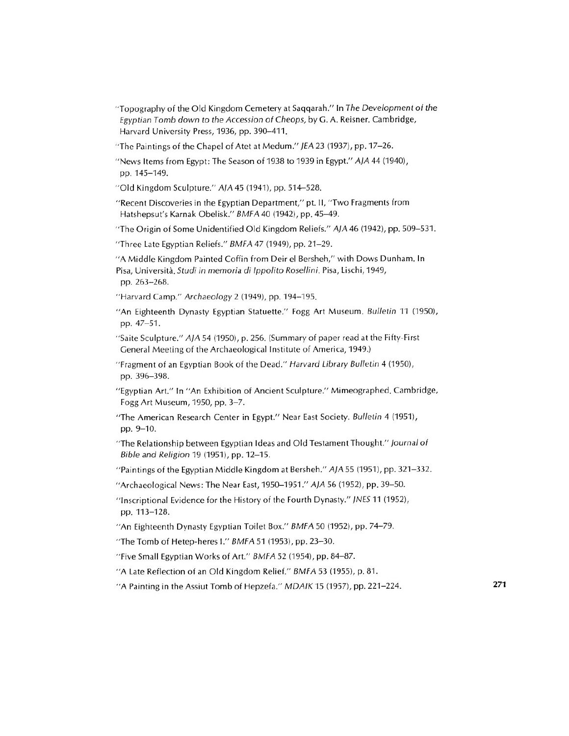"Topography of the Old Kingdom Cemetery at Saqqarah." In *The Development of the Egyptian Tomb down to the Accession of Cheops,* by G. A. Reisner. Cambridge, Harvard University Press, 1936, pp. 390–411.

"The Paintings of the Chapel of Atet at Medum." *JEA* 23 (1937), pp. 17–26.

"News Items from Egypt: The Season of 1938 to 1939 in Egypt." *AJA* 44 (1940), pp. 145–149.

"Old Kingdom Sculpture." *AJA* 45 (1941), pp. 514–528.

"Recent Discoveries in the Egyptian Department," pt. II, "Two Fragments from Hatshepsut's Karnak Obelisk." *BMFA* 40 (1942), pp. 45–49.

"The Origin of Some Unidentified Old Kingdom Reliefs." *AJA* 46 (1942), pp. 509–531.

"Three Late Egyptian Reliefs." *BMFA* 47 (1949), pp. 21–29.

"A Middle Kingdom Painted Coffin from Deir el Bersheh," with Dows Dunham. In Pisa, Università. *Studi in memoria di Ippolito Rosellini.* Pisa, Lischi, 1949, pp. 263–268.

"Harvard Camp." *Archaeology* 2 (1949), pp. 194–195.

"An Eighteenth Dynasty Egyptian Statuette." Fogg Art Museum. *Bulletin* 11 (1950), pp. 47–51.

"Saite Sculpture." *AJA* 54 (1950), p. 256. (Summary of paper read at the Fifty-First General Meeting of the Archaeological Institute of America, 1949.)

"Fragment of an Egyptian Book of the Dead." *Harvard Library Bulletin* 4 (1950), pp. 396–398.

"Egyptian Art." In "An Exhibition of Ancient Sculpture." Mimeographed. Cambridge, Fogg Art Museum, 1950, pp. 3–7.

"The American Research Center in Egypt." Near East Society. *Bulletin* 4 (1951), pp. 9–10.

"The Relationship between Egyptian Ideas and Old Testament Thought." *Journal of Bible and Religion* 19 (1951), pp. 12–15.

"Paintings of the Egyptian Middle Kingdom at Bersheh." *AJA* 55 (1951), pp. 321–332.

"Archaeological News: The Near East, 1950–1951." *AJA* 56 (1952), pp. 39–50.

"Inscriptional Evidence for the History of the Fourth Dynasty." *JNES* 11 (1952), pp. 113–128.

"An Eighteenth Dynasty Egyptian Toilet Box." *BMFA* 50 (1952), pp. 74–79.

"The Tomb of Hetep-heres I." *BMFA* 51 (1953), pp. 23–30.

"Five Small Egyptian Works of Art." *BMFA* 52 (1954), pp. 84–87.

"A Late Reflection of an Old Kingdom Relief." *BMFA* 53 (1955), p. 81.

"A Painting in the Assiut Tomb of Hepzefa." *MDAIK* 15 (1957), pp. 221–224.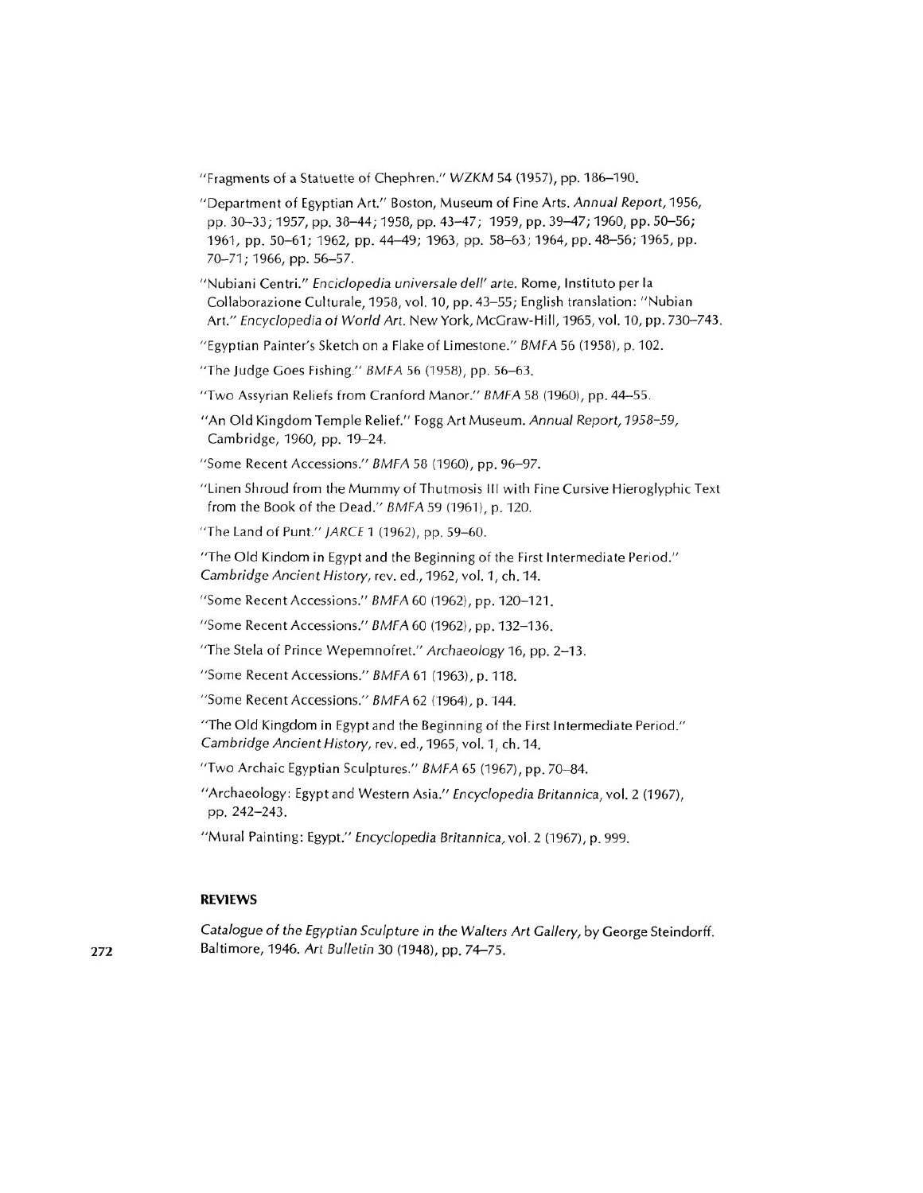"Fragments of a Statuette of Chephren." *WZKM* 54 (1957), pp. 186–190.

"Department of Egyptian Art." Boston, Museum of Fine Arts. *Annual Report*, 1956, pp. 30–33; 1957, pp. 38–44; 1958, pp. 43–47; 1959, pp. 39–47; 1960, pp. 50–56; 1961, pp. 50–61; 1962, pp. 44–49; 1963, pp. 58–63; 1964, pp. 48–56; 1965, pp. 70–71; 1966, pp. 56–57.

"Nubiani Centri." *Enciclopedia universale dell' arte*. Rome, Instituto per la Collaborazione Culturale, 1958, vol. 10, pp. 43–55; English translation: "Nubian Art." *Encyclopedia of World Art*. New York, McGraw-Hill, 1965, vol. 10, pp. 730–743.

"Egyptian Painter's Sketch on a Flake of Limestone." *BMFA* 56 (1958), p. 102.

"The Judge Goes Fishing." *BMFA* 56 (1958), pp. 56–63.

"Two Assyrian Reliefs from Cranford Manor." *BMFA* 58 (1960), pp. 44–55.

"An Old Kingdom Temple Relief." Fogg Art Museum. *Annual Report, 1958–59*, Cambridge, 1960, pp. 19–24.

"Some Recent Accessions." *BMFA* 58 (1960), pp. 96–97.

"Linen Shroud from the Mummy of Thutmosis III with Fine Cursive Hieroglyphic Text from the Book of the Dead." *BMFA* 59 (1961), p. 120.

"The Land of Punt." *JARCE* 1 (1962), pp. 59–60.

"The Old Kindom in Egypt and the Beginning of the First Intermediate Period." *Cambridge Ancient History*, rev. ed., 1962, vol. 1, ch. 14.

"Some Recent Accessions." *BMFA* 60 (1962), pp. 120–121.

"Some Recent Accessions." *BMFA* 60 (1962), pp. 132–136.

"The Stela of Prince Wepemnofret." *Archaeology* 16, pp. 2–13.

"Some Recent Accessions." *BMFA* 61 (1963), p. 118.

"Some Recent Accessions." *BMFA* 62 (1964), p. 144.

"The Old Kingdom in Egypt and the Beginning of the First Intermediate Period." *Cambridge Ancient History*, rev. ed., 1965, vol. 1, ch. 14.

"Two Archaic Egyptian Sculptures." *BMFA* 65 (1967), pp. 70–84.

"Archaeology: Egypt and Western Asia." *Encyclopedia Britannica*, vol. 2 (1967), pp. 242–243.

"Mural Painting: Egypt." *Encyclopedia Britannica*, vol. 2 (1967), p. 999.

## REVIEWS

*Catalogue of the Egyptian Sculpture in the Walters Art Gallery*, by George Steindorff. Baltimore, 1946. *Art Bulletin* 30 (1948), pp. 74–75.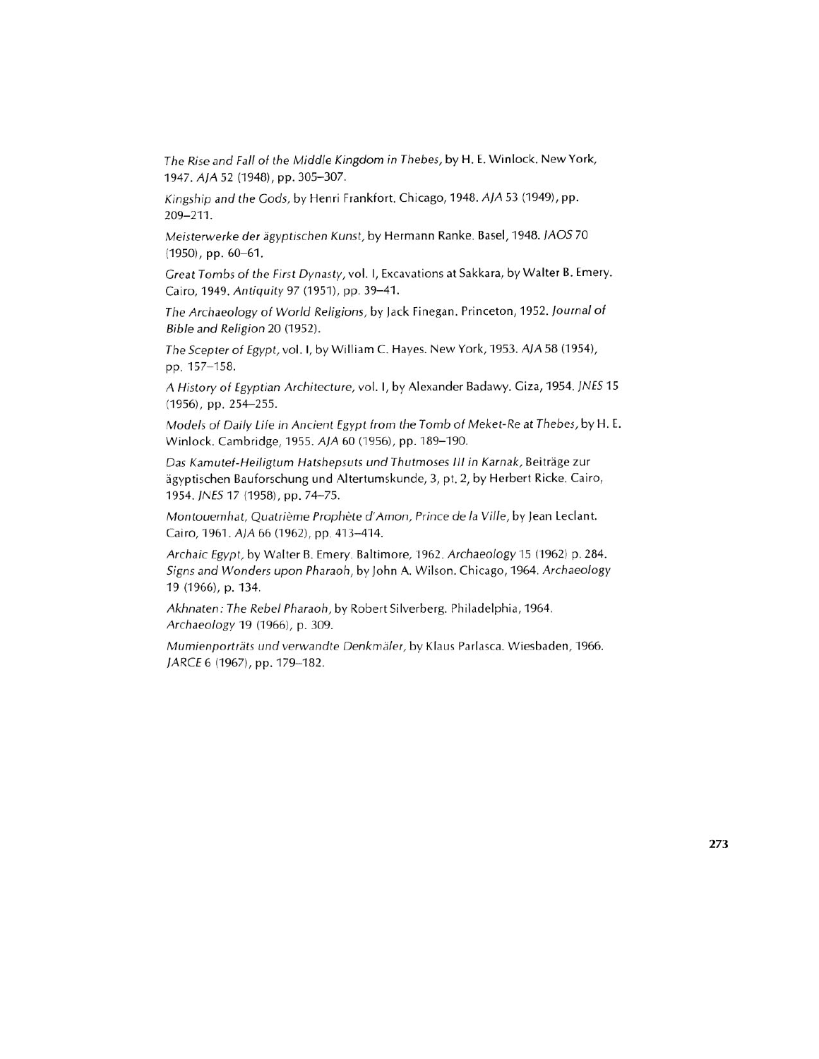*The Rise and Fall of the Middle Kingdom in Thebes*, by H. E. Winlock. New York, 1947. *AJA* 52 (1948), pp. 305–307.

*Kingship and the Gods*, by Henri Frankfort. Chicago, 1948. *AJA* 53 (1949), pp. 209–211.

*Meisterwerke der ägyptischen Kunst*, by Hermann Ranke. Basel, 1948. *JAOS* 70 (1950), pp. 60–61.

*Great Tombs of the First Dynasty*, vol. I, Excavations at Sakkara, by Walter B. Emery. Cairo, 1949. *Antiquity* 97 (1951), pp. 39–41.

*The Archaeology of World Religions*, by Jack Finegan. Princeton, 1952. *Journal of Bible and Religion* 20 (1952).

*The Scepter of Egypt*, vol. I, by William C. Hayes. New York, 1953. *AJA* 58 (1954), pp. 157–158.

*A History of Egyptian Architecture*, vol. I, by Alexander Badawy. Giza, 1954. *JNES* 15 (1956), pp. 254–255.

*Models of Daily Life in Ancient Egypt from the Tomb of Meket-Re at Thebes*, by H. E. Winlock. Cambridge, 1955. *AJA* 60 (1956), pp. 189–190.

*Das Kamutef-Heiligtum Hatshepsuts und Thutmoses III in Karnak*, Beiträge zur ägyptischen Bauforschung und Altertumskunde, 3, pt. 2, by Herbert Ricke. Cairo, 1954. *JNES* 17 (1958), pp. 74–75.

*Montouemhat, Quatrième Prophète d'Amon, Prince de la Ville*, by Jean Leclant. Cairo, 1961. *AJA* 66 (1962), pp. 413–414.

*Archaic Egypt*, by Walter B. Emery. Baltimore, 1962. *Archaeology* 15 (1962) p. 284.

*Signs and Wonders upon Pharaoh*, by John A. Wilson. Chicago, 1964. *Archaeology* 19 (1966), p. 134.

*Akhnaten: The Rebel Pharaoh*, by Robert Silverberg. Philadelphia, 1964. *Archaeology* 19 (1966), p. 309.

*Mumienporträts und verwandte Denkmäler*, by Klaus Parlasca. Wiesbaden, 1966. *JARCE* 6 (1967), pp. 179–182.